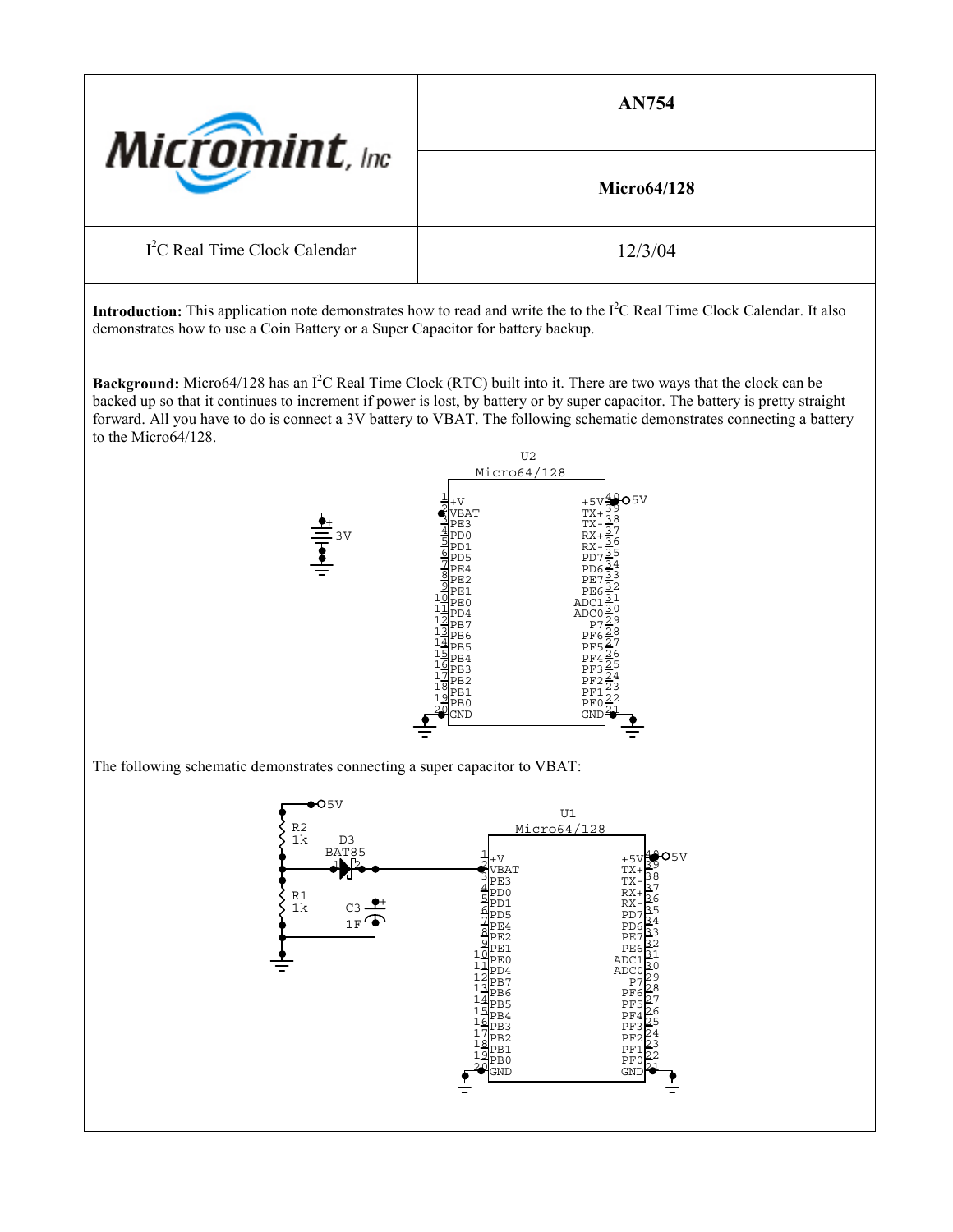| | AN754 |
|---|---|
| Micromint, Inc | Micro64/128 |
| $I^2C$ Real Time Clock Calendar | 12/3/04 |

**Introduction:** This application note demonstrates how to read and write the to the $I^2C$ Real Time Clock Calendar. It also demonstrates how to use a Coin Battery or a Super Capacitor for battery backup.

**Background:** Micro64/128 has an $I^2C$ Real Time Clock (RTC) built into it. There are two ways that the clock can be backed up so that it continues to increment if power is lost, by battery or by super capacitor. The battery is pretty straight forward. All you have to do is connect a 3V battery to VBAT. The following schematic demonstrates connecting a battery to the Micro64/128.

The following schematic demonstrates connecting a super capacitor to VBAT: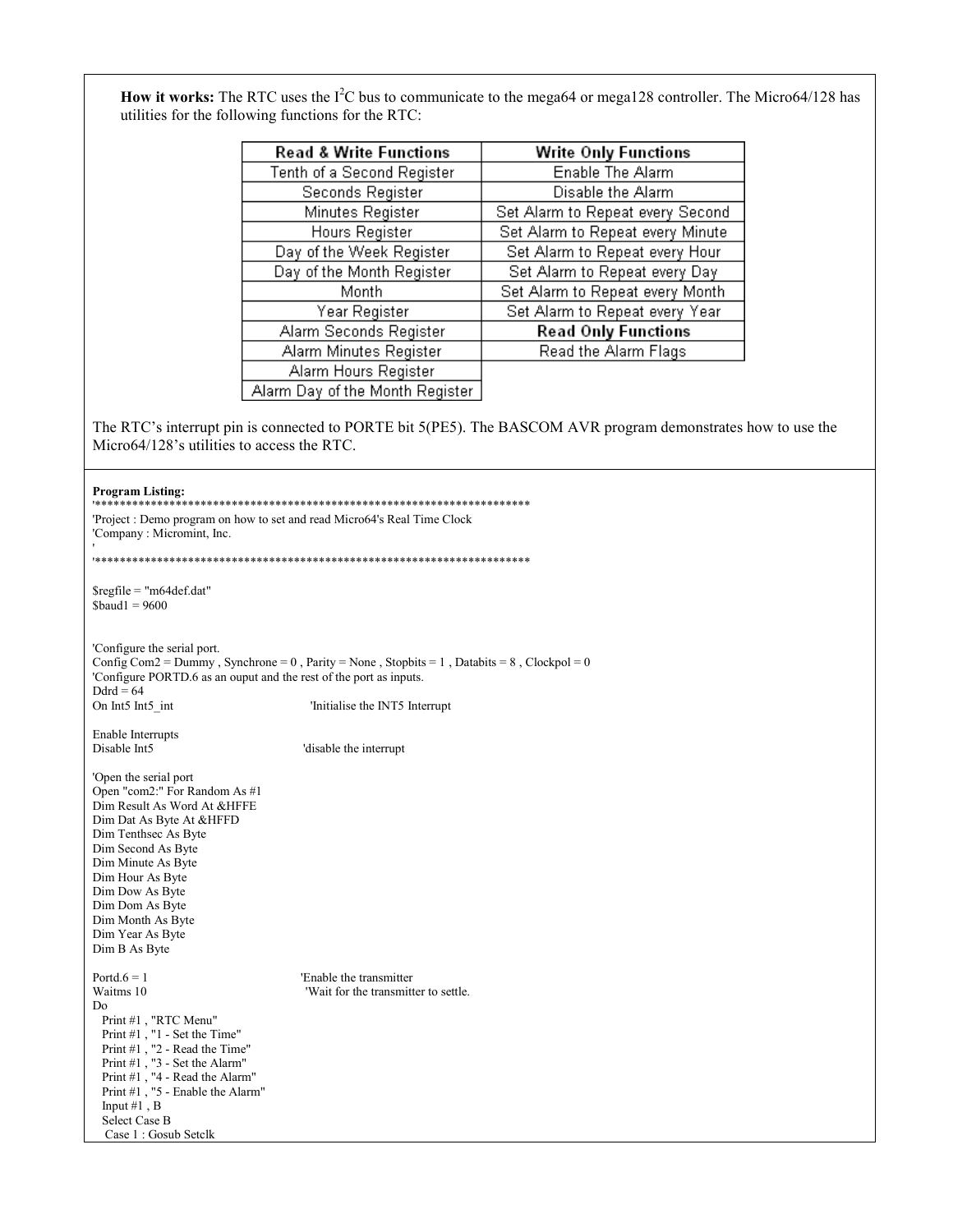**How it works:** The RTC uses the $I^2C$ bus to communicate to the mega64 or mega128 controller. The Micro64/128 has utilities for the following functions for the RTC:

| Read & Write Functions | Write Only Functions |
|---|---|
| Tenth of a Second Register | Enable The Alarm |
| Seconds Register | Disable the Alarm |
| Minutes Register | Set Alarm to Repeat every Second |
| Hours Register | Set Alarm to Repeat every Minute |
| Day of the Week Register | Set Alarm to Repeat every Hour |
| Day of the Month Register | Set Alarm to Repeat every Day |
| Month | Set Alarm to Repeat every Month |
| Year Register | Set Alarm to Repeat every Year |
| Alarm Seconds Register | **Read Only Functions** |
| Alarm Minutes Register | Read the Alarm Flags |
| Alarm Hours Register | |
| Alarm Day of the Month Register | |

The RTC's interrupt pin is connected to PORTE bit 5(PE5). The BASCOM AVR program demonstrates how to use the Micro64/128's utilities to access the RTC.

**Program Listing:**

```
'*************************************************************************
'Project : Demo program on how to set and read Micro64's Real Time Clock
'Company : Micromint, Inc.
'
'*************************************************************************

$regfile = "m64def.dat"
$baud1 = 9600


'Configure the serial port.
Config Com2 = Dummy , Synchrone = 0 , Parity = None , Stopbits = 1 , Databits = 8 , Clockpol = 0
'Configure PORTD.6 as an ouput and the rest of the port as inputs.
Ddrd = 64
On Int5 Int5_int                          'Initialise the INT5 Interrupt

Enable Interrupts
Disable Int5                              'disable the interrupt

'Open the serial port
Open "com2:" For Random As #1
Dim Result As Word At &HFFE
Dim Dat As Byte At &HFFD
Dim Tenthsec As Byte
Dim Second As Byte
Dim Minute As Byte
Dim Hour As Byte
Dim Dow As Byte
Dim Dom As Byte
Dim Month As Byte
Dim Year As Byte
Dim B As Byte

Portd.6 = 1                               'Enable the transmitter
Waitms 10                                 'Wait for the transmitter to settle.
Do
  Print #1 , "RTC Menu"
  Print #1 , "1 - Set the Time"
  Print #1 , "2 - Read the Time"
  Print #1 , "3 - Set the Alarm"
  Print #1 , "4 - Read the Alarm"
  Print #1 , "5 - Enable the Alarm"
  Input #1 , B
  Select Case B
   Case 1 : Gosub Setclk
```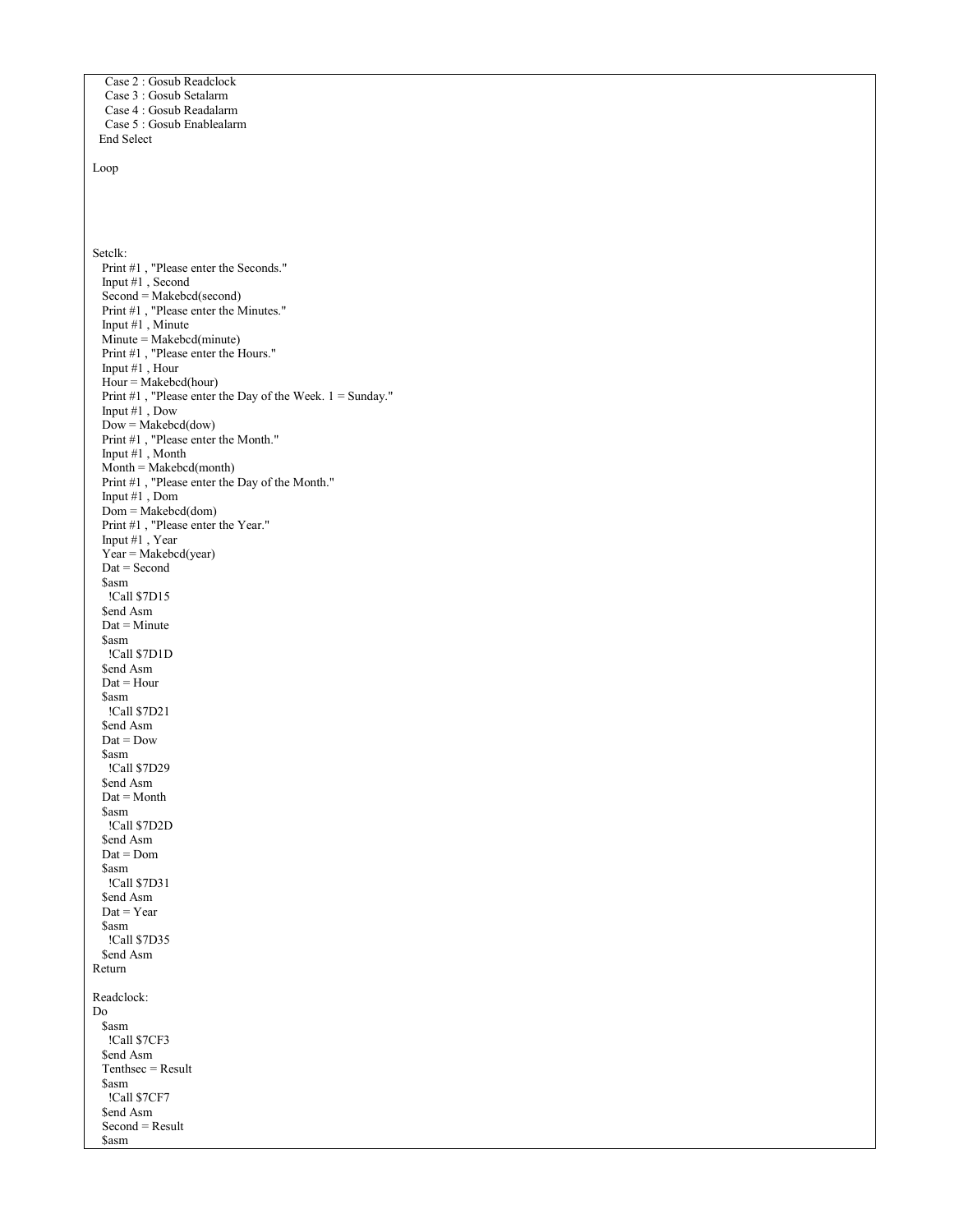```
    Case 2 : Gosub Readclock
    Case 3 : Gosub Setalarm
    Case 4 : Gosub Readalarm
    Case 5 : Gosub Enablealarm
  End Select

Loop





Setclk:
   Print #1 , "Please enter the Seconds."
   Input #1 , Second
   Second = Makebcd(second)
   Print #1 , "Please enter the Minutes."
   Input #1 , Minute
   Minute = Makebcd(minute)
   Print #1 , "Please enter the Hours."
   Input #1 , Hour
   Hour = Makebcd(hour)
   Print #1 , "Please enter the Day of the Week. 1 = Sunday."
   Input #1 , Dow
   Dow = Makebcd(dow)
   Print #1 , "Please enter the Month."
   Input #1 , Month
   Month = Makebcd(month)
   Print #1 , "Please enter the Day of the Month."
   Input #1 , Dom
   Dom = Makebcd(dom)
   Print #1 , "Please enter the Year."
   Input #1 , Year
   Year = Makebcd(year)
   Dat = Second
   $asm
     !Call $7D15
   $end Asm
   Dat = Minute
   $asm
     !Call $7D1D
   $end Asm
   Dat = Hour
   $asm
     !Call $7D21
   $end Asm
   Dat = Dow
   $asm
     !Call $7D29
   $end Asm
   Dat = Month
   $asm
     !Call $7D2D
   $end Asm
   Dat = Dom
   $asm
     !Call $7D31
   $end Asm
   Dat = Year
   $asm
     !Call $7D35
   $end Asm
Return

Readclock:
Do
   $asm
     !Call $7CF3
   $end Asm
   Tenthsec = Result
   $asm
     !Call $7CF7
   $end Asm
   Second = Result
   $asm
```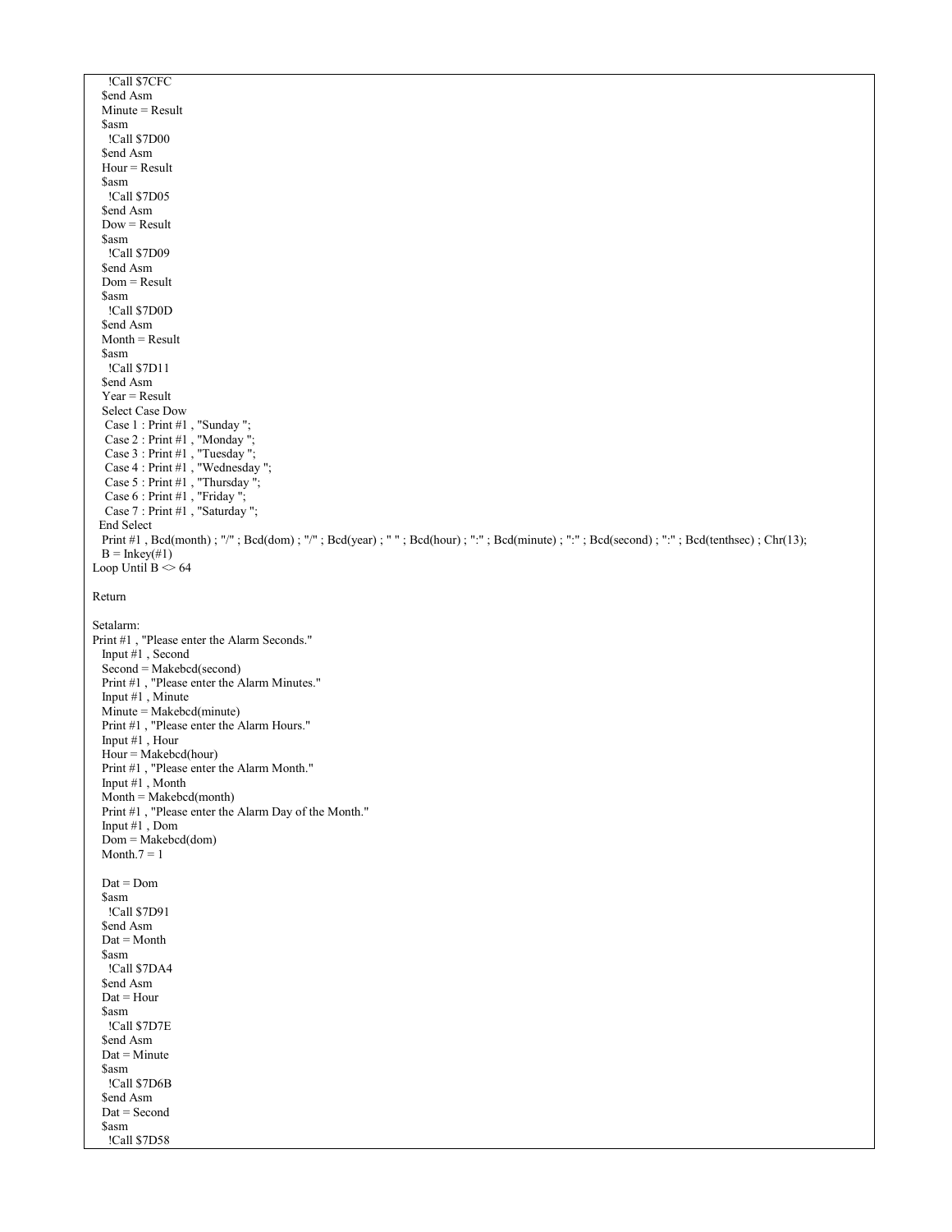```
    !Call $7CFC
   $end Asm
   Minute = Result
   $asm
    !Call $7D00
   $end Asm
   Hour = Result
   $asm
    !Call $7D05
   $end Asm
   Dow = Result
   $asm
    !Call $7D09
   $end Asm
   Dom = Result
   $asm
    !Call $7D0D
   $end Asm
   Month = Result
   $asm
    !Call $7D11
   $end Asm
   Year = Result
   Select Case Dow
    Case 1 : Print #1 , "Sunday ";
    Case 2 : Print #1 , "Monday ";
    Case 3 : Print #1 , "Tuesday ";
    Case 4 : Print #1 , "Wednesday ";
    Case 5 : Print #1 , "Thursday ";
    Case 6 : Print #1 , "Friday ";
    Case 7 : Print #1 , "Saturday ";
  End Select
   Print #1 , Bcd(month) ; "/" ; Bcd(dom) ; "/" ; Bcd(year) ; " " ; Bcd(hour) ; ":" ; Bcd(minute) ; ":" ; Bcd(second) ; ":" ; Bcd(tenthsec) ; Chr(13);
   B = Inkey(#1)
Loop Until B <> 64

Return

Setalarm:
Print #1 , "Please enter the Alarm Seconds."
   Input #1 , Second
   Second = Makebcd(second)
   Print #1 , "Please enter the Alarm Minutes."
   Input #1 , Minute
   Minute = Makebcd(minute)
   Print #1 , "Please enter the Alarm Hours."
   Input #1 , Hour
   Hour = Makebcd(hour)
   Print #1 , "Please enter the Alarm Month."
   Input #1 , Month
   Month = Makebcd(month)
   Print #1 , "Please enter the Alarm Day of the Month."
   Input #1 , Dom
   Dom = Makebcd(dom)
   Month.7 = 1

   Dat = Dom
   $asm
    !Call $7D91
   $end Asm
   Dat = Month
   $asm
    !Call $7DA4
   $end Asm
   Dat = Hour
   $asm
    !Call $7D7E
   $end Asm
   Dat = Minute
   $asm
    !Call $7D6B
   $end Asm
   Dat = Second
   $asm
    !Call $7D58
```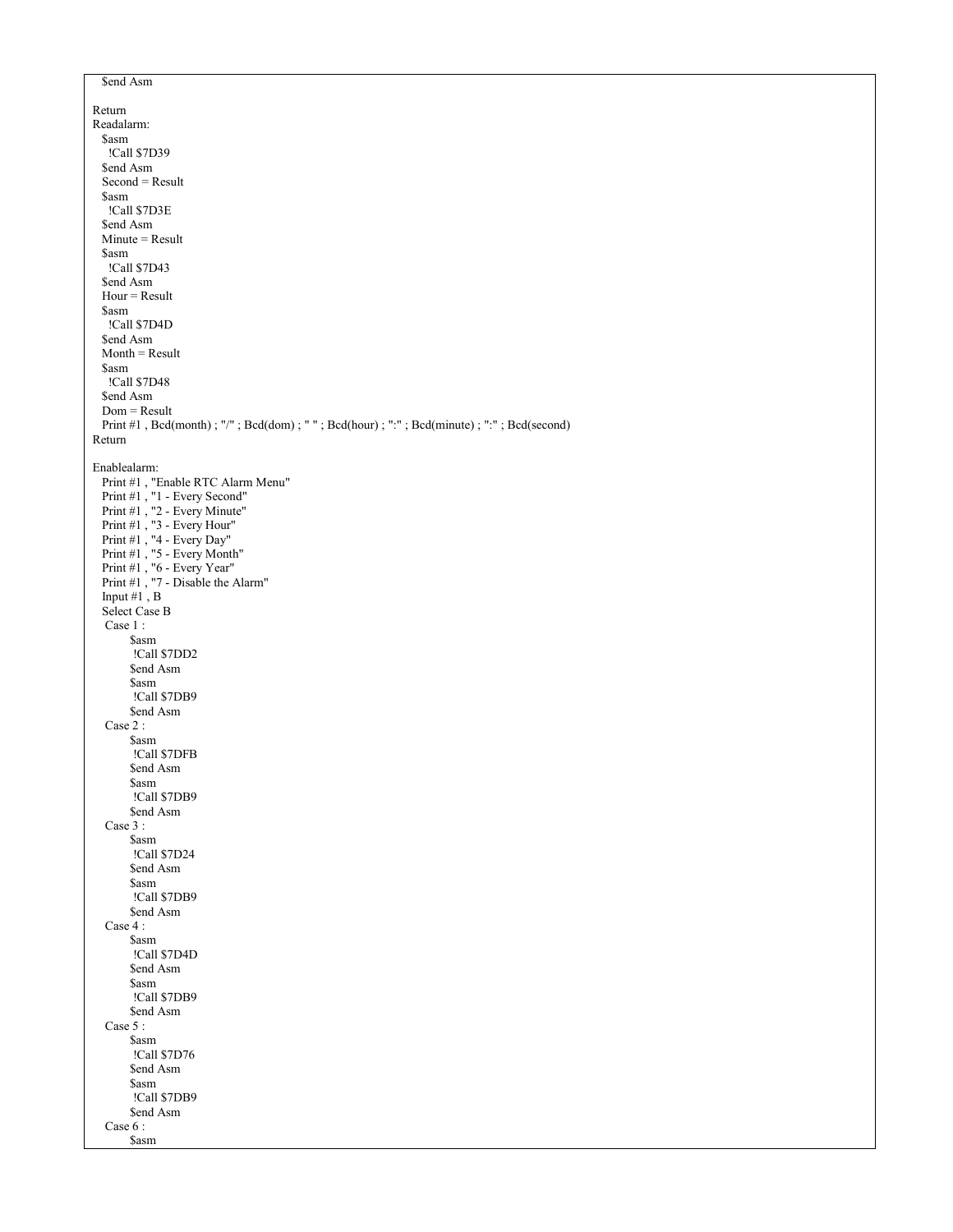```
  $end Asm

Return
Readalarm:
  $asm
   !Call $7D39
  $end Asm
  Second = Result
  $asm
   !Call $7D3E
  $end Asm
  Minute = Result
  $asm
   !Call $7D43
  $end Asm
  Hour = Result
  $asm
   !Call $7D4D
  $end Asm
  Month = Result
  $asm
   !Call $7D48
  $end Asm
  Dom = Result
  Print #1 , Bcd(month) ; "/" ; Bcd(dom) ; " " ; Bcd(hour) ; ":" ; Bcd(minute) ; ":" ; Bcd(second)
Return

Enablealarm:
  Print #1 , "Enable RTC Alarm Menu"
  Print #1 , "1 - Every Second"
  Print #1 , "2 - Every Minute"
  Print #1 , "3 - Every Hour"
  Print #1 , "4 - Every Day"
  Print #1 , "5 - Every Month"
  Print #1 , "6 - Every Year"
  Print #1 , "7 - Disable the Alarm"
  Input #1 , B
  Select Case B
   Case 1 :
        $asm
         !Call $7DD2
        $end Asm
        $asm
         !Call $7DB9
        $end Asm
   Case 2 :
        $asm
         !Call $7DFB
        $end Asm
        $asm
         !Call $7DB9
        $end Asm
   Case 3 :
        $asm
         !Call $7D24
        $end Asm
        $asm
         !Call $7DB9
        $end Asm
   Case 4 :
        $asm
         !Call $7D4D
        $end Asm
        $asm
         !Call $7DB9
        $end Asm
   Case 5 :
        $asm
         !Call $7D76
        $end Asm
        $asm
         !Call $7DB9
        $end Asm
   Case 6 :
        $asm
```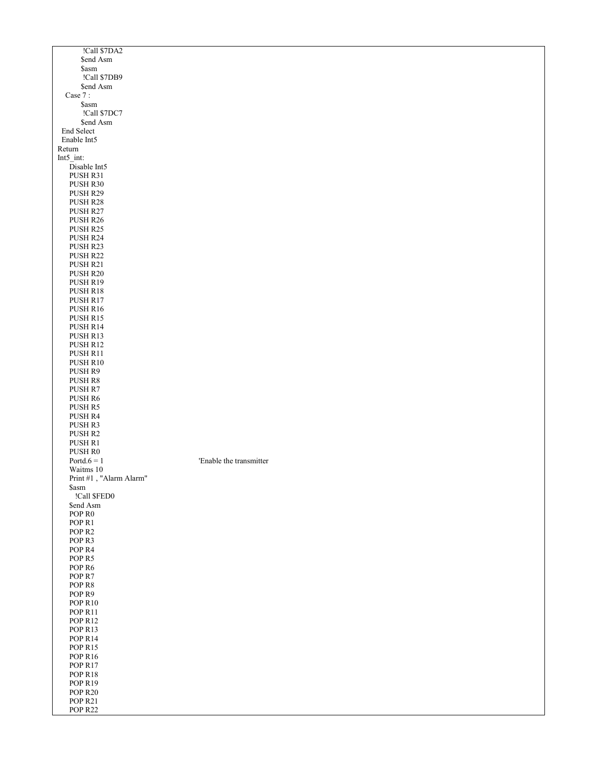```
            !Call $7DA2
         $end Asm
         $asm
            !Call $7DB9
         $end Asm
    Case 7 :
         $asm
            !Call $7DC7
         $end Asm
  End Select
  Enable Int5
Return
Int5_int:
     Disable Int5
     PUSH R31
     PUSH R30
     PUSH R29
     PUSH R28
     PUSH R27
     PUSH R26
     PUSH R25
     PUSH R24
     PUSH R23
     PUSH R22
     PUSH R21
     PUSH R20
     PUSH R19
     PUSH R18
     PUSH R17
     PUSH R16
     PUSH R15
     PUSH R14
     PUSH R13
     PUSH R12
     PUSH R11
     PUSH R10
     PUSH R9
     PUSH R8
     PUSH R7
     PUSH R6
     PUSH R5
     PUSH R4
     PUSH R3
     PUSH R2
     PUSH R1
     PUSH R0
     Portd.6 = 1                          'Enable the transmitter
     Waitms 10
     Print #1 , "Alarm Alarm"
     $asm
       !Call $FED0
     $end Asm
     POP R0
     POP R1
     POP R2
     POP R3
     POP R4
     POP R5
     POP R6
     POP R7
     POP R8
     POP R9
     POP R10
     POP R11
     POP R12
     POP R13
     POP R14
     POP R15
     POP R16
     POP R17
     POP R18
     POP R19
     POP R20
     POP R21
     POP R22
```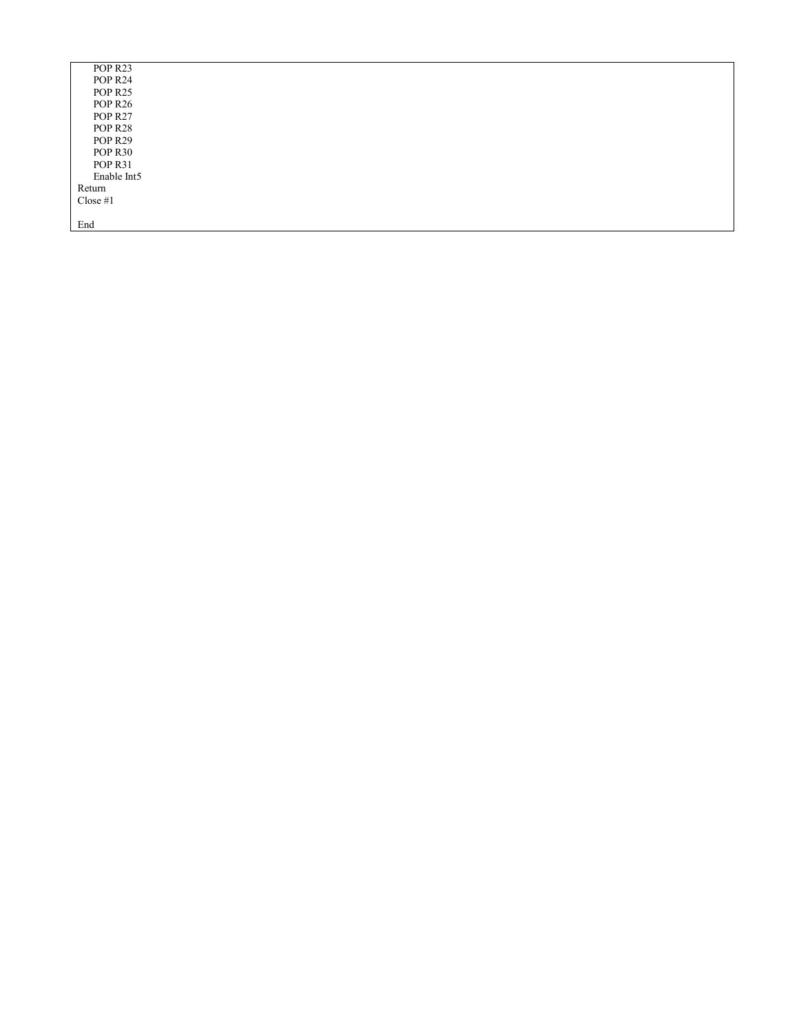```
    POP R23
    POP R24
    POP R25
    POP R26
    POP R27
    POP R28
    POP R29
    POP R30
    POP R31
    Enable Int5
Return
Close #1

End
```